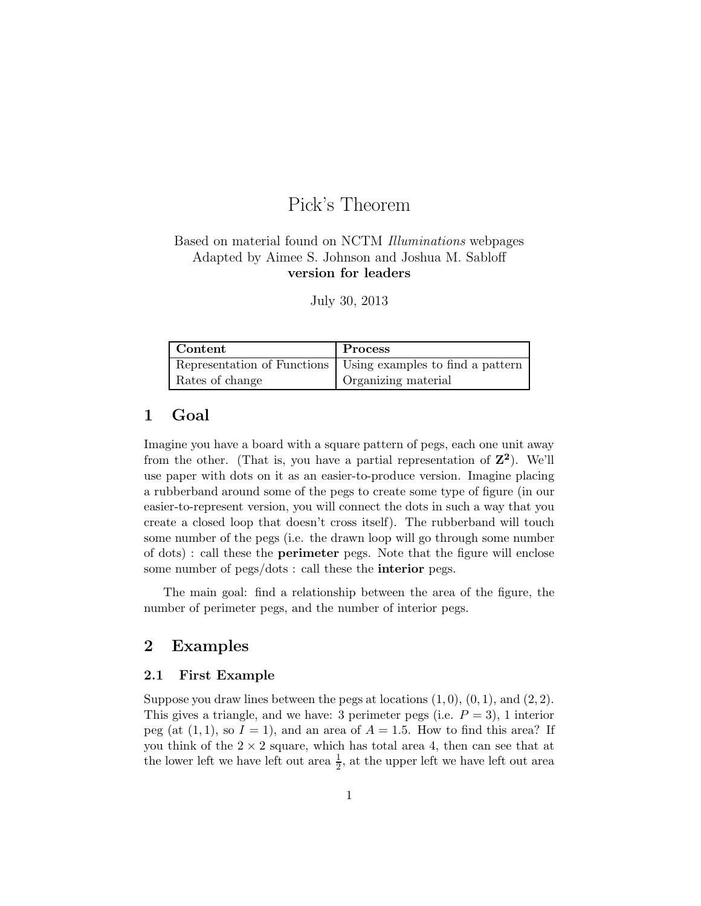# Pick's Theorem

Based on material found on NCTM *Illuminations* webpages
Adapted by Aimee S. Johnson and Joshua M. Sabloff
**version for leaders**

July 30, 2013

| **Content** | **Process** |
|---|---|
| Representation of Functions | Using examples to find a pattern |
| Rates of change | Organizing material |

## 1 Goal

Imagine you have a board with a square pattern of pegs, each one unit away from the other. (That is, you have a partial representation of $\mathbf{Z^2}$). We'll use paper with dots on it as an easier-to-produce version. Imagine placing a rubberband around some of the pegs to create some type of figure (in our easier-to-represent version, you will connect the dots in such a way that you create a closed loop that doesn't cross itself). The rubberband will touch some number of the pegs (i.e. the drawn loop will go through some number of dots) : call these the **perimeter** pegs. Note that the figure will enclose some number of pegs/dots : call these the **interior** pegs.

The main goal: find a relationship between the area of the figure, the number of perimeter pegs, and the number of interior pegs.

## 2 Examples

### 2.1 First Example

Suppose you draw lines between the pegs at locations $(1, 0)$, $(0, 1)$, and $(2, 2)$. This gives a triangle, and we have: 3 perimeter pegs (i.e. $P = 3$), 1 interior peg (at $(1, 1)$, so $I = 1$), and an area of $A = 1.5$. How to find this area? If you think of the $2 \times 2$ square, which has total area 4, then can see that at the lower left we have left out area $\frac{1}{2}$, at the upper left we have left out area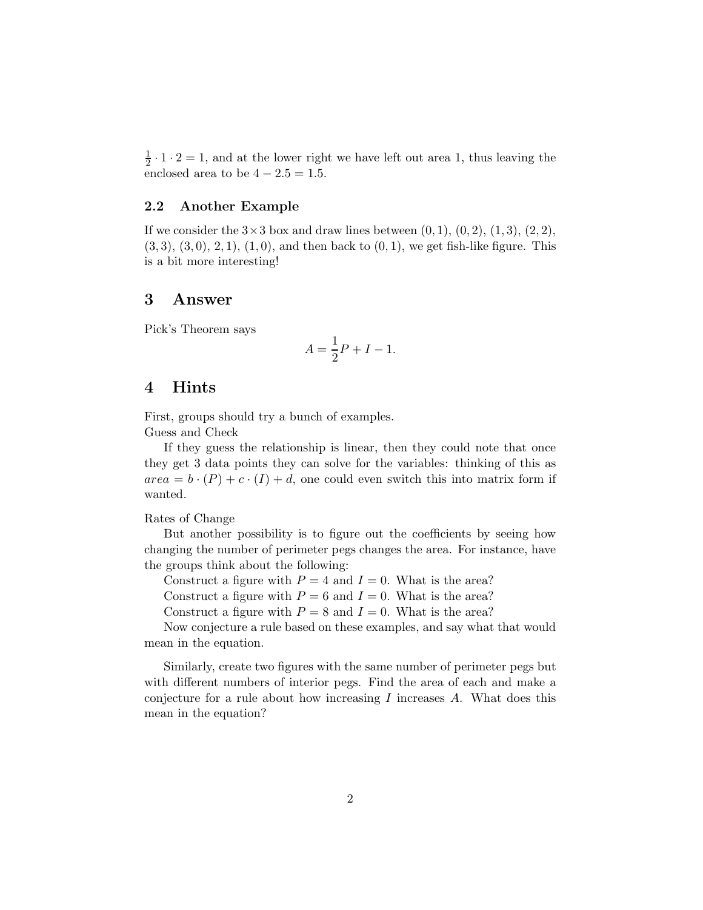$\frac{1}{2} \cdot 1 \cdot 2 = 1$, and at the lower right we have left out area 1, thus leaving the enclosed area to be $4 - 2.5 = 1.5$.

### 2.2 Another Example

If we consider the $3 \times 3$ box and draw lines between $(0, 1)$, $(0, 2)$, $(1, 3)$, $(2, 2)$, $(3, 3)$, $(3, 0)$, $2, 1)$, $(1, 0)$, and then back to $(0, 1)$, we get fish-like figure. This is a bit more interesting!

## 3 Answer

Pick's Theorem says

$$A = \frac{1}{2}P + I - 1.$$

## 4 Hints

First, groups should try a bunch of examples.
Guess and Check

If they guess the relationship is linear, then they could note that once they get 3 data points they can solve for the variables: thinking of this as $area = b \cdot (P) + c \cdot (I) + d$, one could even switch this into matrix form if wanted.

Rates of Change

But another possibility is to figure out the coefficients by seeing how changing the number of perimeter pegs changes the area. For instance, have the groups think about the following:

Construct a figure with $P = 4$ and $I = 0$. What is the area?

Construct a figure with $P = 6$ and $I = 0$. What is the area?

Construct a figure with $P = 8$ and $I = 0$. What is the area?

Now conjecture a rule based on these examples, and say what that would mean in the equation.

Similarly, create two figures with the same number of perimeter pegs but with different numbers of interior pegs. Find the area of each and make a conjecture for a rule about how increasing $I$ increases $A$. What does this mean in the equation?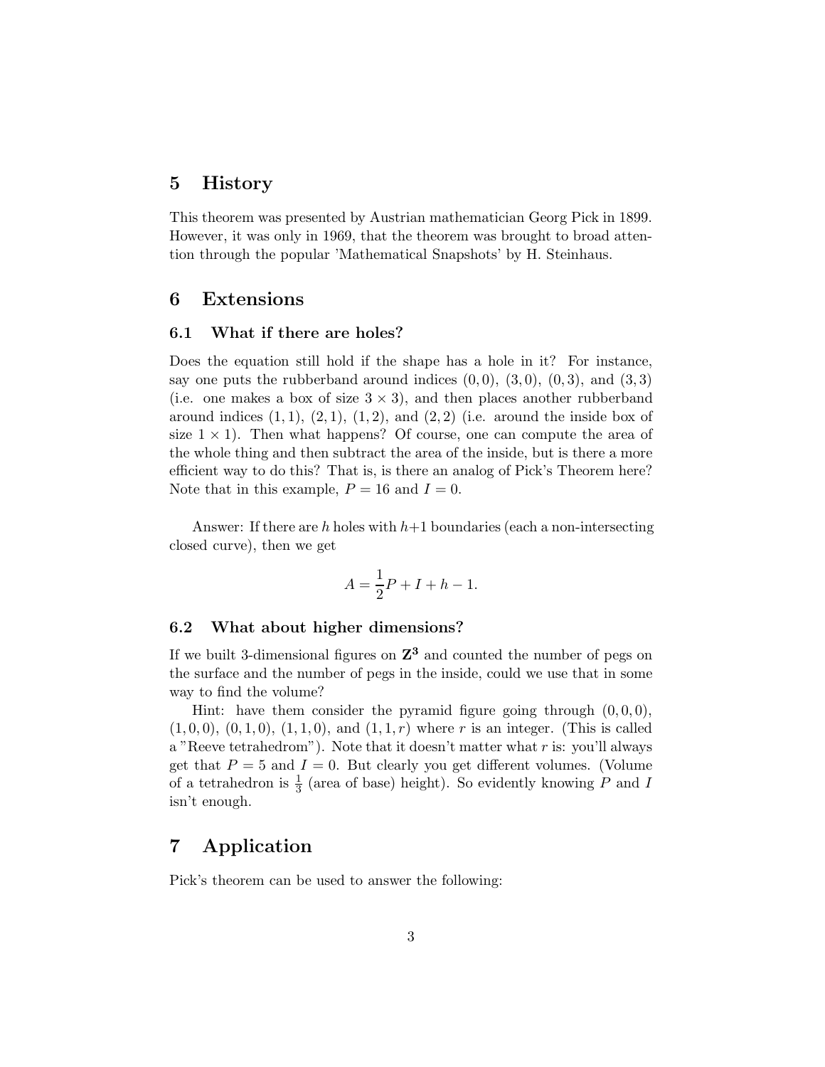# 5 History

This theorem was presented by Austrian mathematician Georg Pick in 1899. However, it was only in 1969, that the theorem was brought to broad attention through the popular 'Mathematical Snapshots' by H. Steinhaus.

# 6 Extensions

## 6.1 What if there are holes?

Does the equation still hold if the shape has a hole in it? For instance, say one puts the rubberband around indices $(0,0)$, $(3,0)$, $(0,3)$, and $(3,3)$ (i.e. one makes a box of size $3 \times 3$), and then places another rubberband around indices $(1,1)$, $(2,1)$, $(1,2)$, and $(2,2)$ (i.e. around the inside box of size $1 \times 1$). Then what happens? Of course, one can compute the area of the whole thing and then subtract the area of the inside, but is there a more efficient way to do this? That is, is there an analog of Pick's Theorem here? Note that in this example, $P = 16$ and $I = 0$.

Answer: If there are $h$ holes with $h+1$ boundaries (each a non-intersecting closed curve), then we get

$$A = \frac{1}{2}P + I + h - 1.$$

## 6.2 What about higher dimensions?

If we built 3-dimensional figures on $\mathbf{Z^3}$ and counted the number of pegs on the surface and the number of pegs in the inside, could we use that in some way to find the volume?

Hint: have them consider the pyramid figure going through $(0,0,0)$, $(1,0,0)$, $(0,1,0)$, $(1,1,0)$, and $(1,1,r)$ where $r$ is an integer. (This is called a "Reeve tetrahedrom"). Note that it doesn't matter what $r$ is: you'll always get that $P = 5$ and $I = 0$. But clearly you get different volumes. (Volume of a tetrahedron is $\frac{1}{3}$ (area of base) height). So evidently knowing $P$ and $I$ isn't enough.

# 7 Application

Pick's theorem can be used to answer the following: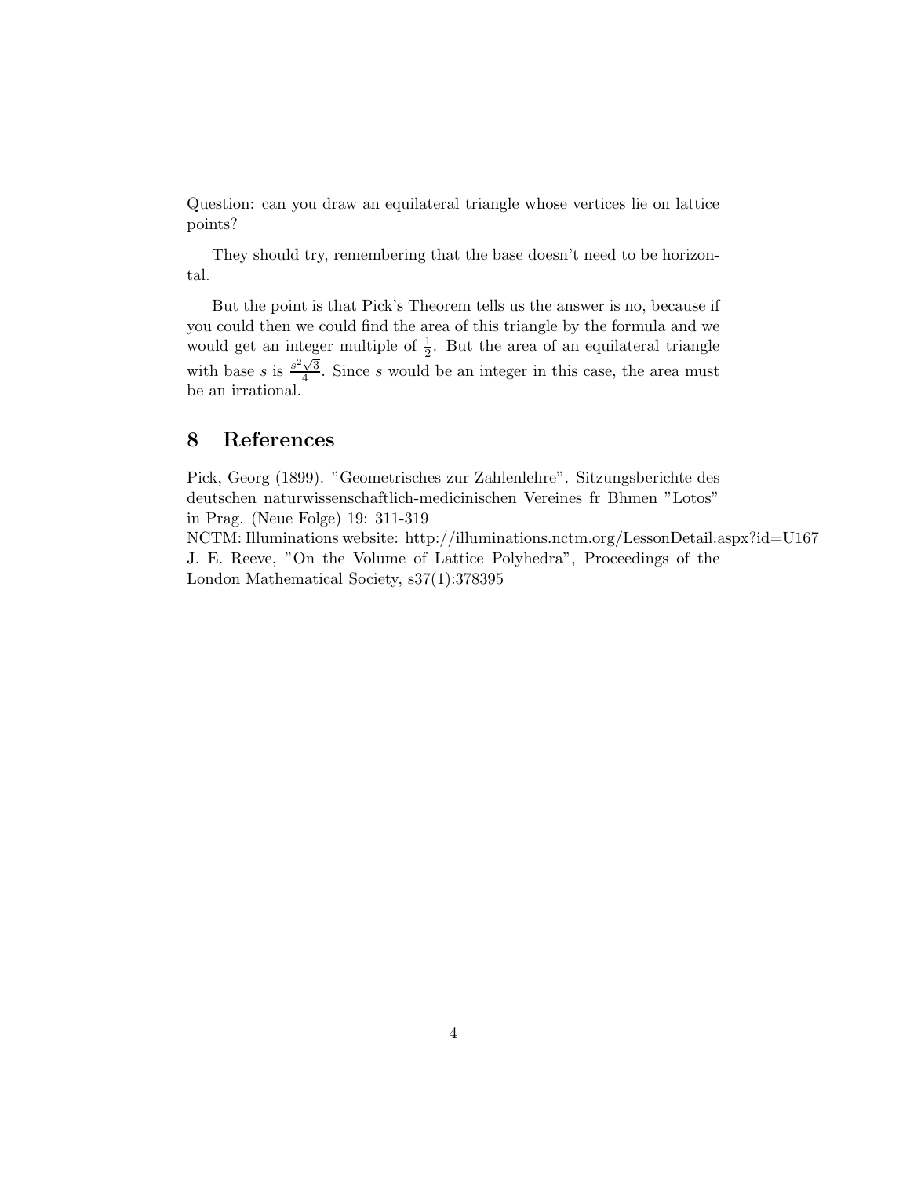Question: can you draw an equilateral triangle whose vertices lie on lattice points?

They should try, remembering that the base doesn't need to be horizontal.

But the point is that Pick's Theorem tells us the answer is no, because if you could then we could find the area of this triangle by the formula and we would get an integer multiple of $\frac{1}{2}$. But the area of an equilateral triangle with base $s$ is $\frac{s^2\sqrt{3}}{4}$. Since $s$ would be an integer in this case, the area must be an irrational.

## 8 References

Pick, Georg (1899). "Geometrisches zur Zahlenlehre". Sitzungsberichte des deutschen naturwissenschaftlich-medicinischen Vereines fr Bhmen "Lotos" in Prag. (Neue Folge) 19: 311-319
NCTM: Illuminations website: http://illuminations.nctm.org/LessonDetail.aspx?id=U167
J. E. Reeve, "On the Volume of Lattice Polyhedra", Proceedings of the London Mathematical Society, s37(1):378395